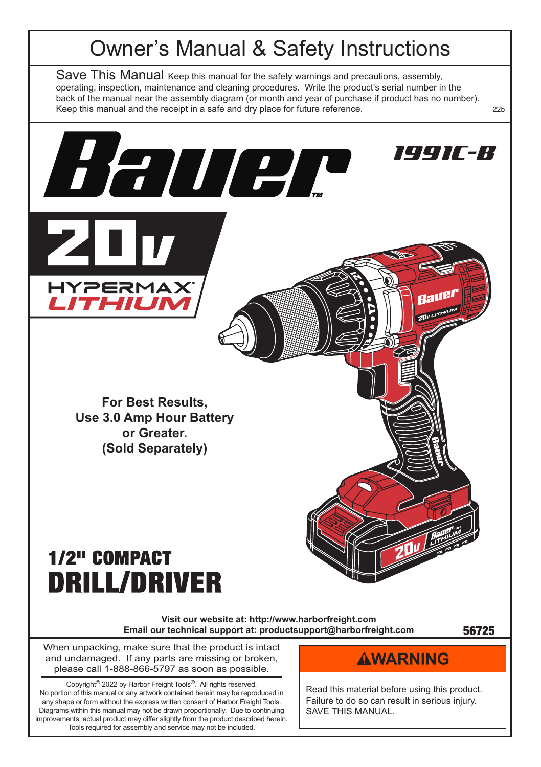# Owner's Manual & Safety Instructions

Save This Manual Keep this manual for the safety warnings and precautions, assembly, operating, inspection, maintenance and cleaning procedures. Write the product's serial number in the back of the manual near the assembly diagram (or month and year of purchase if product has no number). Keep this manual and the receipt in a safe and dry place for future reference.

22b

**Bauer™**

**1991C-B**

**20v HYPERMAX™ LITHIUM**

**For Best Results, Use 3.0 Amp Hour Battery or Greater. (Sold Separately)**

## 1/2" COMPACT
# DRILL/DRIVER

**Visit our website at: http://www.harborfreight.com**
**Email our technical support at: productsupport@harborfreight.com**

**56725**

When unpacking, make sure that the product is intact and undamaged. If any parts are missing or broken, please call 1-888-866-5797 as soon as possible.

Copyright© 2022 by Harbor Freight Tools®. All rights reserved. No portion of this manual or any artwork contained herein may be reproduced in any shape or form without the express written consent of Harbor Freight Tools. Diagrams within this manual may not be drawn proportionally. Due to continuing improvements, actual product may differ slightly from the product described herein. Tools required for assembly and service may not be included.

**⚠WARNING**

Read this material before using this product. Failure to do so can result in serious injury. SAVE THIS MANUAL.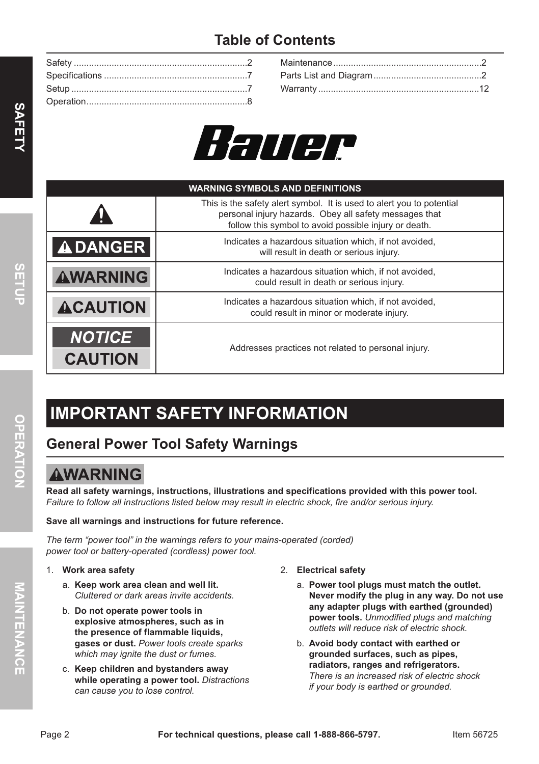## Table of Contents

| | | | |
|---|---|---|---|
| Safety | 2 | Maintenance | 2 |
| Specifications | 7 | Parts List and Diagram | 2 |
| Setup | 7 | Warranty | 12 |
| Operation | 8 | | |

Bauer™

| WARNING SYMBOLS AND DEFINITIONS | |
|---|---|
| ⚠ | This is the safety alert symbol. It is used to alert you to potential personal injury hazards. Obey all safety messages that follow this symbol to avoid possible injury or death. |
| ⚠ DANGER | Indicates a hazardous situation which, if not avoided, will result in death or serious injury. |
| ⚠ WARNING | Indicates a hazardous situation which, if not avoided, could result in death or serious injury. |
| ⚠ CAUTION | Indicates a hazardous situation which, if not avoided, could result in minor or moderate injury. |
| NOTICE / CAUTION | Addresses practices not related to personal injury. |

# IMPORTANT SAFETY INFORMATION

## General Power Tool Safety Warnings

**⚠WARNING**

**Read all safety warnings, instructions, illustrations and specifications provided with this power tool.** *Failure to follow all instructions listed below may result in electric shock, fire and/or serious injury.*

**Save all warnings and instructions for future reference.**

*The term "power tool" in the warnings refers to your mains-operated (corded) power tool or battery-operated (cordless) power tool.*

1. **Work area safety**
   a. **Keep work area clean and well lit.** *Cluttered or dark areas invite accidents.*
   b. **Do not operate power tools in explosive atmospheres, such as in the presence of flammable liquids, gases or dust.** *Power tools create sparks which may ignite the dust or fumes.*
   c. **Keep children and bystanders away while operating a power tool.** *Distractions can cause you to lose control.*
2. **Electrical safety**
   a. **Power tool plugs must match the outlet. Never modify the plug in any way. Do not use any adapter plugs with earthed (grounded) power tools.** *Unmodified plugs and matching outlets will reduce risk of electric shock.*
   b. **Avoid body contact with earthed or grounded surfaces, such as pipes, radiators, ranges and refrigerators.** *There is an increased risk of electric shock if your body is earthed or grounded.*

For technical questions, please call 1-888-866-5797.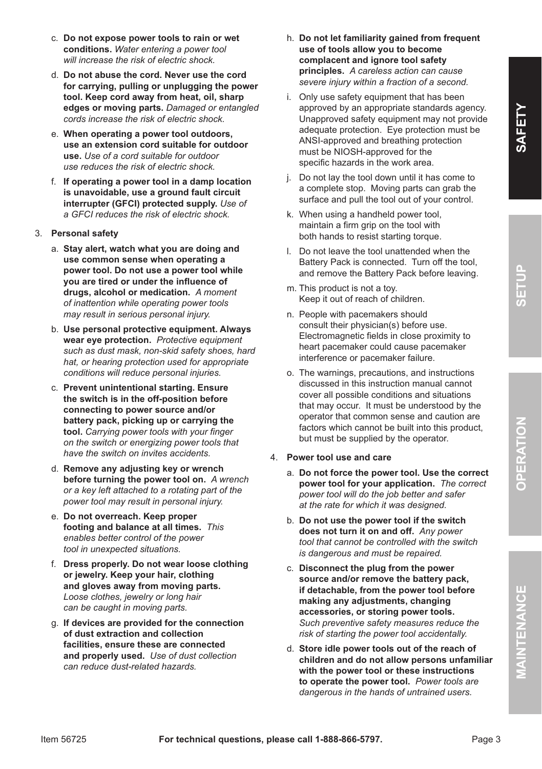c. **Do not expose power tools to rain or wet conditions.** *Water entering a power tool will increase the risk of electric shock.*

d. **Do not abuse the cord. Never use the cord for carrying, pulling or unplugging the power tool. Keep cord away from heat, oil, sharp edges or moving parts.** *Damaged or entangled cords increase the risk of electric shock.*

e. **When operating a power tool outdoors, use an extension cord suitable for outdoor use.** *Use of a cord suitable for outdoor use reduces the risk of electric shock.*

f. **If operating a power tool in a damp location is unavoidable, use a ground fault circuit interrupter (GFCI) protected supply.** *Use of a GFCI reduces the risk of electric shock.*

3. **Personal safety**

a. **Stay alert, watch what you are doing and use common sense when operating a power tool. Do not use a power tool while you are tired or under the influence of drugs, alcohol or medication.** *A moment of inattention while operating power tools may result in serious personal injury.*

b. **Use personal protective equipment. Always wear eye protection.** *Protective equipment such as dust mask, non-skid safety shoes, hard hat, or hearing protection used for appropriate conditions will reduce personal injuries.*

c. **Prevent unintentional starting. Ensure the switch is in the off-position before connecting to power source and/or battery pack, picking up or carrying the tool.** *Carrying power tools with your finger on the switch or energizing power tools that have the switch on invites accidents.*

d. **Remove any adjusting key or wrench before turning the power tool on.** *A wrench or a key left attached to a rotating part of the power tool may result in personal injury.*

e. **Do not overreach. Keep proper footing and balance at all times.** *This enables better control of the power tool in unexpected situations.*

f. **Dress properly. Do not wear loose clothing or jewelry. Keep your hair, clothing and gloves away from moving parts.** *Loose clothes, jewelry or long hair can be caught in moving parts.*

g. **If devices are provided for the connection of dust extraction and collection facilities, ensure these are connected and properly used.** *Use of dust collection can reduce dust-related hazards.*

h. **Do not let familiarity gained from frequent use of tools allow you to become complacent and ignore tool safety principles.** *A careless action can cause severe injury within a fraction of a second.*

i. Only use safety equipment that has been approved by an appropriate standards agency. Unapproved safety equipment may not provide adequate protection. Eye protection must be ANSI-approved and breathing protection must be NIOSH-approved for the specific hazards in the work area.

j. Do not lay the tool down until it has come to a complete stop. Moving parts can grab the surface and pull the tool out of your control.

k. When using a handheld power tool, maintain a firm grip on the tool with both hands to resist starting torque.

l. Do not leave the tool unattended when the Battery Pack is connected. Turn off the tool, and remove the Battery Pack before leaving.

m. This product is not a toy. Keep it out of reach of children.

n. People with pacemakers should consult their physician(s) before use. Electromagnetic fields in close proximity to heart pacemaker could cause pacemaker interference or pacemaker failure.

o. The warnings, precautions, and instructions discussed in this instruction manual cannot cover all possible conditions and situations that may occur. It must be understood by the operator that common sense and caution are factors which cannot be built into this product, but must be supplied by the operator.

4. **Power tool use and care**

a. **Do not force the power tool. Use the correct power tool for your application.** *The correct power tool will do the job better and safer at the rate for which it was designed.*

b. **Do not use the power tool if the switch does not turn it on and off.** *Any power tool that cannot be controlled with the switch is dangerous and must be repaired.*

c. **Disconnect the plug from the power source and/or remove the battery pack, if detachable, from the power tool before making any adjustments, changing accessories, or storing power tools.** *Such preventive safety measures reduce the risk of starting the power tool accidentally.*

d. **Store idle power tools out of the reach of children and do not allow persons unfamiliar with the power tool or these instructions to operate the power tool.** *Power tools are dangerous in the hands of untrained users.*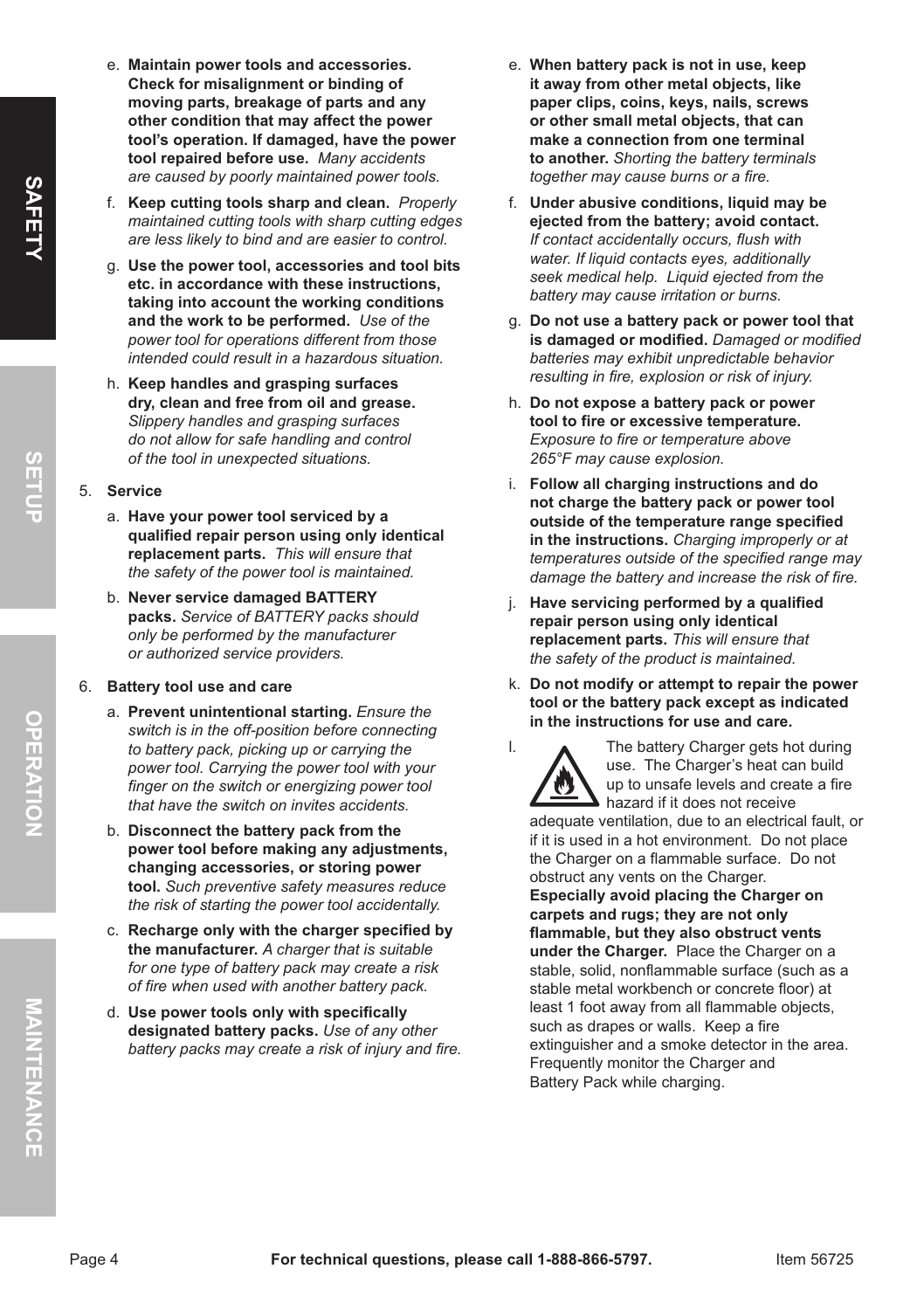e. **Maintain power tools and accessories. Check for misalignment or binding of moving parts, breakage of parts and any other condition that may affect the power tool's operation. If damaged, have the power tool repaired before use.** *Many accidents are caused by poorly maintained power tools.*

f. **Keep cutting tools sharp and clean.** *Properly maintained cutting tools with sharp cutting edges are less likely to bind and are easier to control.*

g. **Use the power tool, accessories and tool bits etc. in accordance with these instructions, taking into account the working conditions and the work to be performed.** *Use of the power tool for operations different from those intended could result in a hazardous situation.*

h. **Keep handles and grasping surfaces dry, clean and free from oil and grease.** *Slippery handles and grasping surfaces do not allow for safe handling and control of the tool in unexpected situations.*

5. **Service**

a. **Have your power tool serviced by a qualified repair person using only identical replacement parts.** *This will ensure that the safety of the power tool is maintained.*

b. **Never service damaged BATTERY packs.** *Service of BATTERY packs should only be performed by the manufacturer or authorized service providers.*

6. **Battery tool use and care**

a. **Prevent unintentional starting.** *Ensure the switch is in the off-position before connecting to battery pack, picking up or carrying the power tool. Carrying the power tool with your finger on the switch or energizing power tool that have the switch on invites accidents.*

b. **Disconnect the battery pack from the power tool before making any adjustments, changing accessories, or storing power tool.** *Such preventive safety measures reduce the risk of starting the power tool accidentally.*

c. **Recharge only with the charger specified by the manufacturer.** *A charger that is suitable for one type of battery pack may create a risk of fire when used with another battery pack.*

d. **Use power tools only with specifically designated battery packs.** *Use of any other battery packs may create a risk of injury and fire.*

e. **When battery pack is not in use, keep it away from other metal objects, like paper clips, coins, keys, nails, screws or other small metal objects, that can make a connection from one terminal to another.** *Shorting the battery terminals together may cause burns or a fire.*

f. **Under abusive conditions, liquid may be ejected from the battery; avoid contact.** *If contact accidentally occurs, flush with water. If liquid contacts eyes, additionally seek medical help. Liquid ejected from the battery may cause irritation or burns.*

g. **Do not use a battery pack or power tool that is damaged or modified.** *Damaged or modified batteries may exhibit unpredictable behavior resulting in fire, explosion or risk of injury.*

h. **Do not expose a battery pack or power tool to fire or excessive temperature.** *Exposure to fire or temperature above 265°F may cause explosion.*

i. **Follow all charging instructions and do not charge the battery pack or power tool outside of the temperature range specified in the instructions.** *Charging improperly or at temperatures outside of the specified range may damage the battery and increase the risk of fire.*

j. **Have servicing performed by a qualified repair person using only identical replacement parts.** *This will ensure that the safety of the product is maintained.*

k. **Do not modify or attempt to repair the power tool or the battery pack except as indicated in the instructions for use and care.**

l. The battery Charger gets hot during use. The Charger's heat can build up to unsafe levels and create a fire hazard if it does not receive adequate ventilation, due to an electrical fault, or if it is used in a hot environment. Do not place the Charger on a flammable surface. Do not obstruct any vents on the Charger. **Especially avoid placing the Charger on carpets and rugs; they are not only flammable, but they also obstruct vents under the Charger.** Place the Charger on a stable, solid, nonflammable surface (such as a stable metal workbench or concrete floor) at least 1 foot away from all flammable objects, such as drapes or walls. Keep a fire extinguisher and a smoke detector in the area. Frequently monitor the Charger and Battery Pack while charging.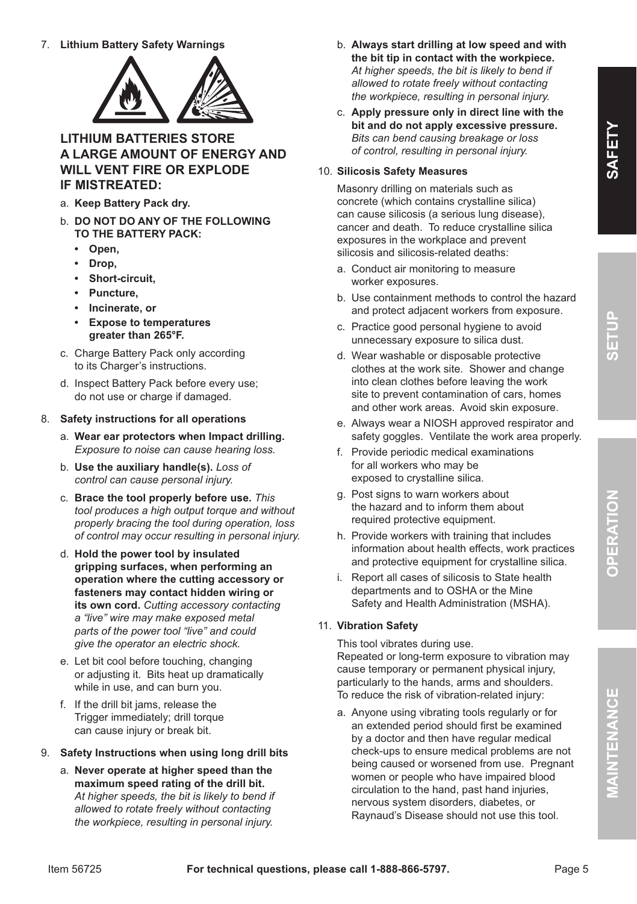7. **Lithium Battery Safety Warnings**

**LITHIUM BATTERIES STORE A LARGE AMOUNT OF ENERGY AND WILL VENT FIRE OR EXPLODE IF MISTREATED:**

a. **Keep Battery Pack dry.**

b. **DO NOT DO ANY OF THE FOLLOWING TO THE BATTERY PACK:**
   - **Open,**
   - **Drop,**
   - **Short-circuit,**
   - **Puncture,**
   - **Incinerate, or**
   - **Expose to temperatures greater than 265°F.**

c. Charge Battery Pack only according to its Charger's instructions.

d. Inspect Battery Pack before every use; do not use or charge if damaged.

8. **Safety instructions for all operations**

a. **Wear ear protectors when Impact drilling.** *Exposure to noise can cause hearing loss.*

b. **Use the auxiliary handle(s).** *Loss of control can cause personal injury.*

c. **Brace the tool properly before use.** *This tool produces a high output torque and without properly bracing the tool during operation, loss of control may occur resulting in personal injury.*

d. **Hold the power tool by insulated gripping surfaces, when performing an operation where the cutting accessory or fasteners may contact hidden wiring or its own cord.** *Cutting accessory contacting a "live" wire may make exposed metal parts of the power tool "live" and could give the operator an electric shock.*

e. Let bit cool before touching, changing or adjusting it. Bits heat up dramatically while in use, and can burn you.

f. If the drill bit jams, release the Trigger immediately; drill torque can cause injury or break bit.

9. **Safety Instructions when using long drill bits**

a. **Never operate at higher speed than the maximum speed rating of the drill bit.** *At higher speeds, the bit is likely to bend if allowed to rotate freely without contacting the workpiece, resulting in personal injury.*

b. **Always start drilling at low speed and with the bit tip in contact with the workpiece.** *At higher speeds, the bit is likely to bend if allowed to rotate freely without contacting the workpiece, resulting in personal injury.*

c. **Apply pressure only in direct line with the bit and do not apply excessive pressure.** *Bits can bend causing breakage or loss of control, resulting in personal injury.*

10. **Silicosis Safety Measures**

Masonry drilling on materials such as concrete (which contains crystalline silica) can cause silicosis (a serious lung disease), cancer and death. To reduce crystalline silica exposures in the workplace and prevent silicosis and silicosis-related deaths:

a. Conduct air monitoring to measure worker exposures.

b. Use containment methods to control the hazard and protect adjacent workers from exposure.

c. Practice good personal hygiene to avoid unnecessary exposure to silica dust.

d. Wear washable or disposable protective clothes at the work site. Shower and change into clean clothes before leaving the work site to prevent contamination of cars, homes and other work areas. Avoid skin exposure.

e. Always wear a NIOSH approved respirator and safety goggles. Ventilate the work area properly.

f. Provide periodic medical examinations for all workers who may be exposed to crystalline silica.

g. Post signs to warn workers about the hazard and to inform them about required protective equipment.

h. Provide workers with training that includes information about health effects, work practices and protective equipment for crystalline silica.

i. Report all cases of silicosis to State health departments and to OSHA or the Mine Safety and Health Administration (MSHA).

11. **Vibration Safety**

This tool vibrates during use.
Repeated or long-term exposure to vibration may cause temporary or permanent physical injury, particularly to the hands, arms and shoulders. To reduce the risk of vibration-related injury:

a. Anyone using vibrating tools regularly or for an extended period should first be examined by a doctor and then have regular medical check-ups to ensure medical problems are not being caused or worsened from use. Pregnant women or people who have impaired blood circulation to the hand, past hand injuries, nervous system disorders, diabetes, or Raynaud's Disease should not use this tool.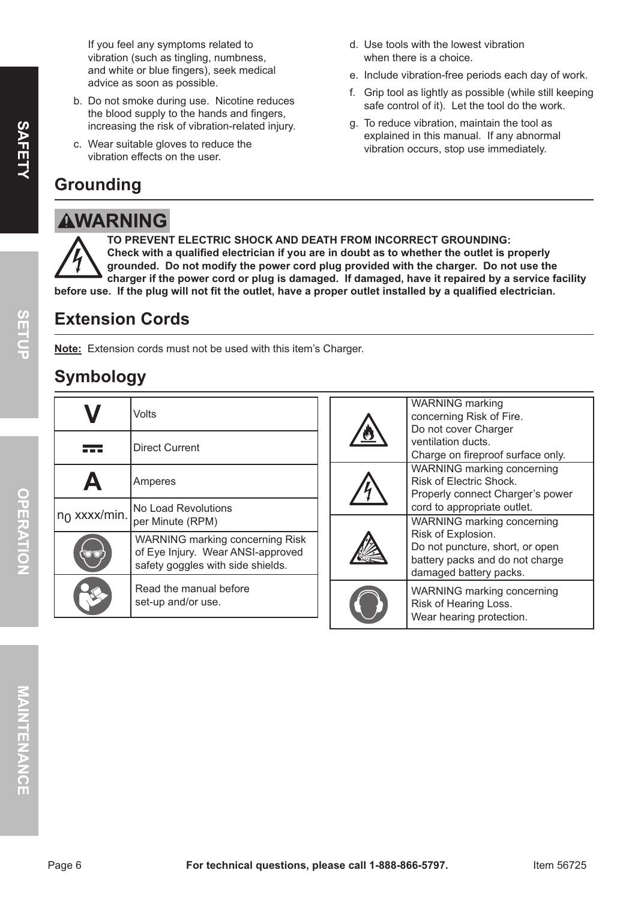If you feel any symptoms related to vibration (such as tingling, numbness, and white or blue fingers), seek medical advice as soon as possible.

b. Do not smoke during use. Nicotine reduces the blood supply to the hands and fingers, increasing the risk of vibration-related injury.

c. Wear suitable gloves to reduce the vibration effects on the user.

d. Use tools with the lowest vibration when there is a choice.

e. Include vibration-free periods each day of work.

f. Grip tool as lightly as possible (while still keeping safe control of it). Let the tool do the work.

g. To reduce vibration, maintain the tool as explained in this manual. If any abnormal vibration occurs, stop use immediately.

## Grounding

**⚠WARNING**

**TO PREVENT ELECTRIC SHOCK AND DEATH FROM INCORRECT GROUNDING: Check with a qualified electrician if you are in doubt as to whether the outlet is properly grounded. Do not modify the power cord plug provided with the charger. Do not use the charger if the power cord or plug is damaged. If damaged, have it repaired by a service facility before use. If the plug will not fit the outlet, have a proper outlet installed by a qualified electrician.**

## Extension Cords

**Note:** Extension cords must not be used with this item's Charger.

## Symbology

| Symbol | Meaning |
|---|---|
| V | Volts |
| ⎓ | Direct Current |
| A | Amperes |
| $n_0$ xxxx/min. | No Load Revolutions per Minute (RPM) |
| | WARNING marking concerning Risk of Eye Injury. Wear ANSI-approved safety goggles with side shields. |
| | Read the manual before set-up and/or use. |

| Symbol | Meaning |
|---|---|
| | WARNING marking concerning Risk of Fire. Do not cover Charger ventilation ducts. Charge on fireproof surface only. |
| | WARNING marking concerning Risk of Electric Shock. Properly connect Charger's power cord to appropriate outlet. |
| | WARNING marking concerning Risk of Explosion. Do not puncture, short, or open battery packs and do not charge damaged battery packs. |
| | WARNING marking concerning Risk of Hearing Loss. Wear hearing protection. |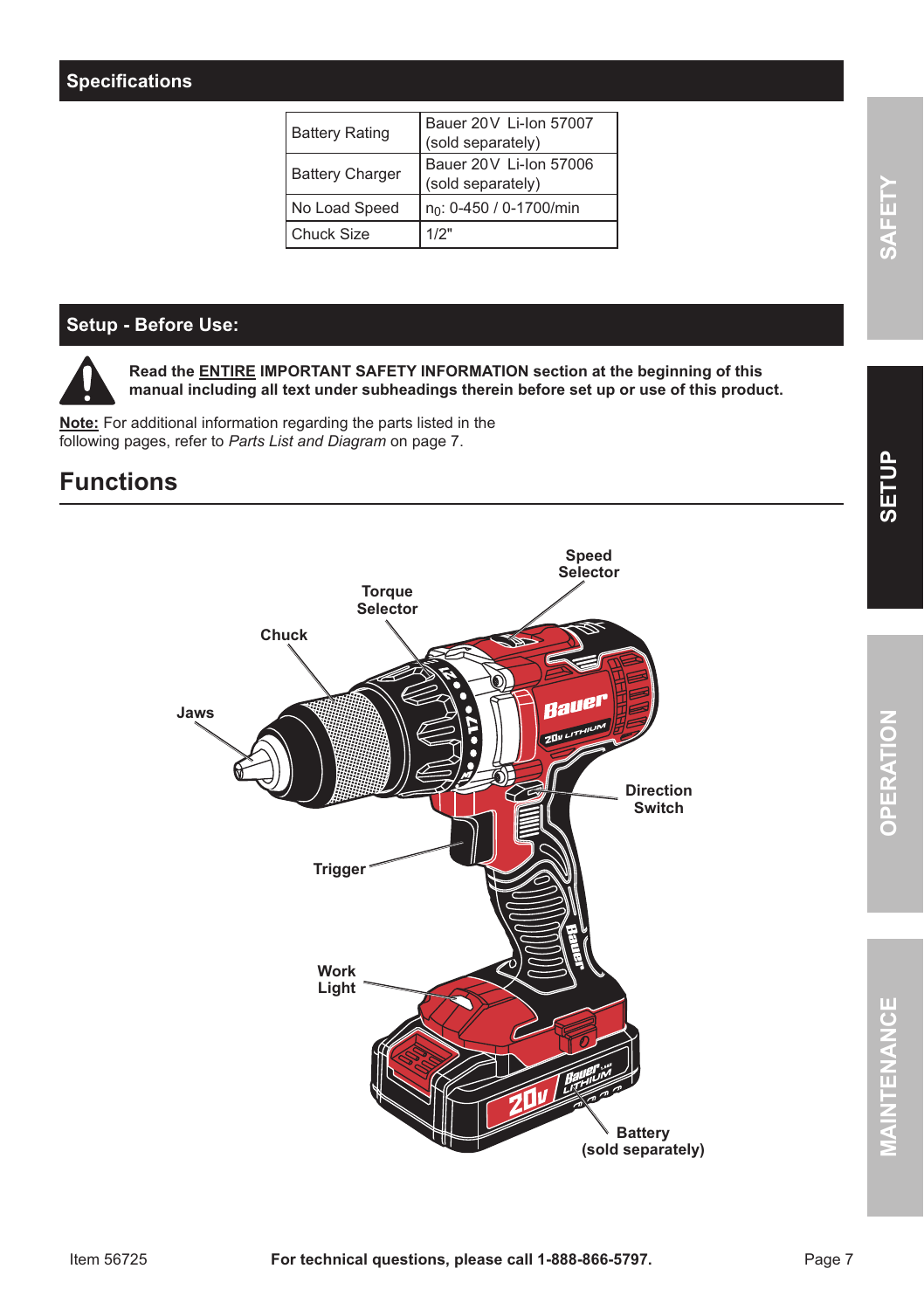## Specifications

| | |
|---|---|
| Battery Rating | Bauer 20V Li-Ion 57007 (sold separately) |
| Battery Charger | Bauer 20V Li-Ion 57006 (sold separately) |
| No Load Speed | $n_0$: 0-450 / 0-1700/min |
| Chuck Size | 1/2" |

## Setup - Before Use:

**Read the ENTIRE IMPORTANT SAFETY INFORMATION section at the beginning of this manual including all text under subheadings therein before set up or use of this product.**

**Note:** For additional information regarding the parts listed in the following pages, refer to *Parts List and Diagram* on page 7.

## Functions

Speed Selector

Torque Selector

Chuck

Jaws

Direction Switch

Trigger

Work Light

Battery (sold separately)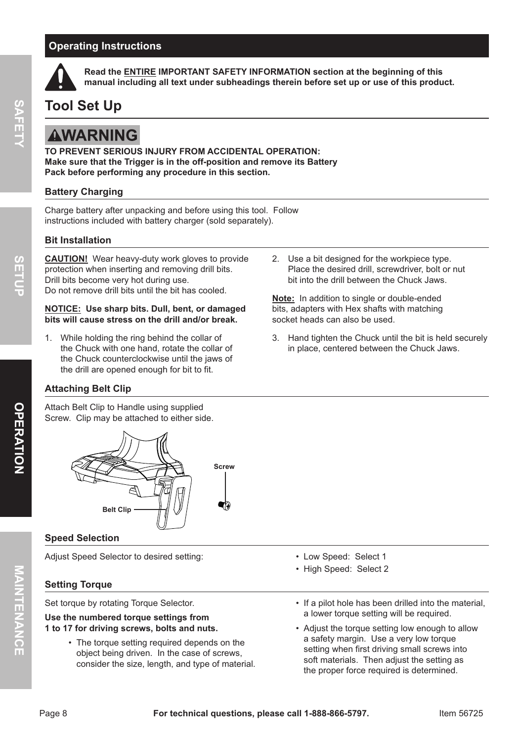## Operating Instructions

**Read the ENTIRE IMPORTANT SAFETY INFORMATION section at the beginning of this manual including all text under subheadings therein before set up or use of this product.**

# Tool Set Up

**⚠WARNING**

**TO PREVENT SERIOUS INJURY FROM ACCIDENTAL OPERATION: Make sure that the Trigger is in the off-position and remove its Battery Pack before performing any procedure in this section.**

### Battery Charging

Charge battery after unpacking and before using this tool. Follow instructions included with battery charger (sold separately).

### Bit Installation

**CAUTION!** Wear heavy-duty work gloves to provide protection when inserting and removing drill bits. Drill bits become very hot during use. Do not remove drill bits until the bit has cooled.

**NOTICE: Use sharp bits. Dull, bent, or damaged bits will cause stress on the drill and/or break.**

1. While holding the ring behind the collar of the Chuck with one hand, rotate the collar of the Chuck counterclockwise until the jaws of the drill are opened enough for bit to fit.
2. Use a bit designed for the workpiece type. Place the desired drill, screwdriver, bolt or nut bit into the drill between the Chuck Jaws.

**Note:** In addition to single or double-ended bits, adapters with Hex shafts with matching socket heads can also be used.

3. Hand tighten the Chuck until the bit is held securely in place, centered between the Chuck Jaws.

### Attaching Belt Clip

Attach Belt Clip to Handle using supplied Screw. Clip may be attached to either side.

Belt Clip

Screw

### Speed Selection

Adjust Speed Selector to desired setting:

- Low Speed: Select 1
- High Speed: Select 2

### Setting Torque

Set torque by rotating Torque Selector.

**Use the numbered torque settings from 1 to 17 for driving screws, bolts and nuts.**

- The torque setting required depends on the object being driven. In the case of screws, consider the size, length, and type of material.
- If a pilot hole has been drilled into the material, a lower torque setting will be required.
- Adjust the torque setting low enough to allow a safety margin. Use a very low torque setting when first driving small screws into soft materials. Then adjust the setting as the proper force required is determined.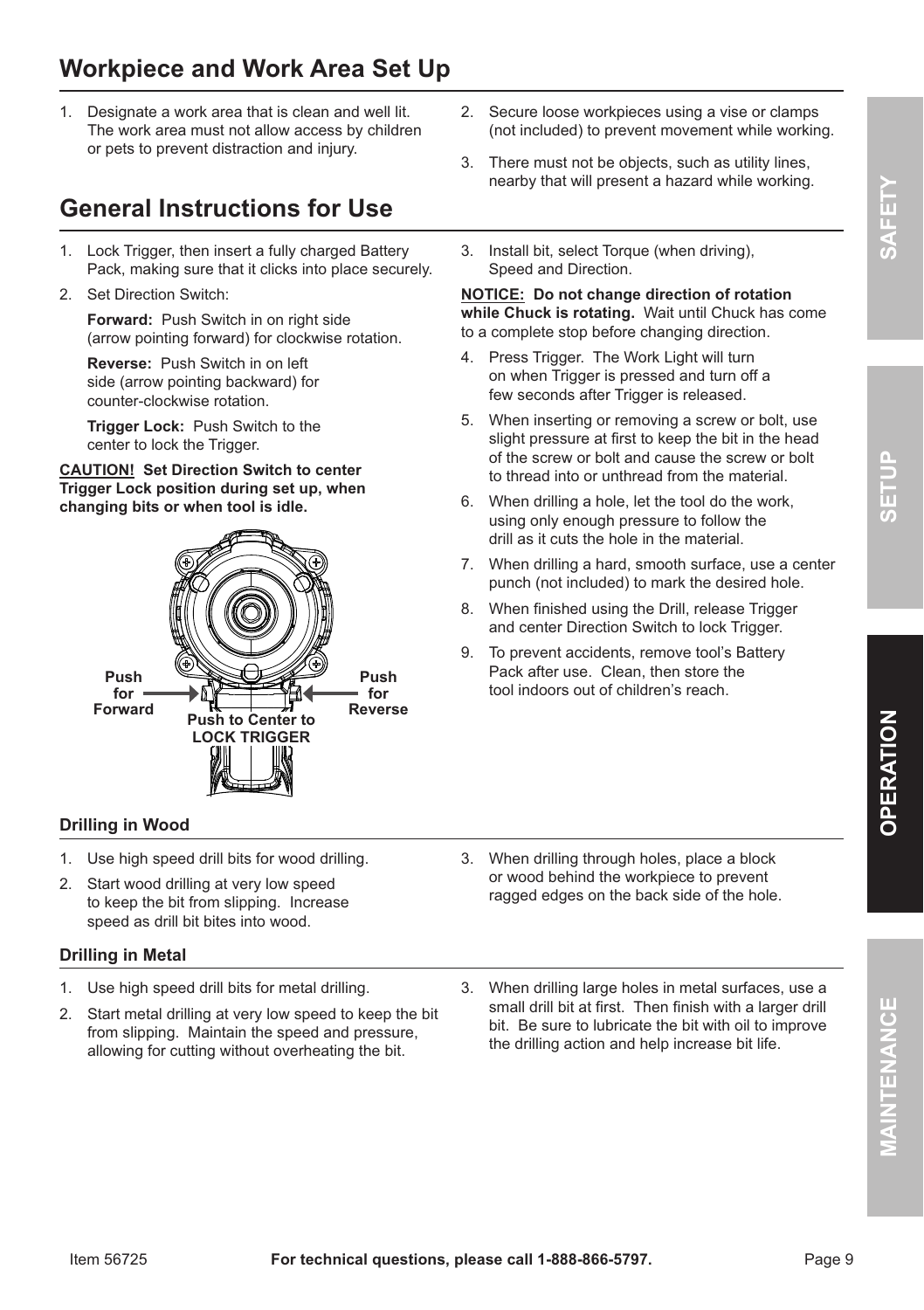## Workpiece and Work Area Set Up

1. Designate a work area that is clean and well lit. The work area must not allow access by children or pets to prevent distraction and injury.
2. Secure loose workpieces using a vise or clamps (not included) to prevent movement while working.
3. There must not be objects, such as utility lines, nearby that will present a hazard while working.

## General Instructions for Use

1. Lock Trigger, then insert a fully charged Battery Pack, making sure that it clicks into place securely.
2. Set Direction Switch:

   **Forward:** Push Switch in on right side (arrow pointing forward) for clockwise rotation.

   **Reverse:** Push Switch in on left side (arrow pointing backward) for counter-clockwise rotation.

   **Trigger Lock:** Push Switch to the center to lock the Trigger.

**CAUTION! Set Direction Switch to center Trigger Lock position during set up, when changing bits or when tool is idle.**

Push for Forward — Push to Center to LOCK TRIGGER — Push for Reverse

3. Install bit, select Torque (when driving), Speed and Direction.

**NOTICE: Do not change direction of rotation while Chuck is rotating.** Wait until Chuck has come to a complete stop before changing direction.

4. Press Trigger. The Work Light will turn on when Trigger is pressed and turn off a few seconds after Trigger is released.
5. When inserting or removing a screw or bolt, use slight pressure at first to keep the bit in the head of the screw or bolt and cause the screw or bolt to thread into or unthread from the material.
6. When drilling a hole, let the tool do the work, using only enough pressure to follow the drill as it cuts the hole in the material.
7. When drilling a hard, smooth surface, use a center punch (not included) to mark the desired hole.
8. When finished using the Drill, release Trigger and center Direction Switch to lock Trigger.
9. To prevent accidents, remove tool's Battery Pack after use. Clean, then store the tool indoors out of children's reach.

### Drilling in Wood

1. Use high speed drill bits for wood drilling.
2. Start wood drilling at very low speed to keep the bit from slipping. Increase speed as drill bit bites into wood.
3. When drilling through holes, place a block or wood behind the workpiece to prevent ragged edges on the back side of the hole.

### Drilling in Metal

1. Use high speed drill bits for metal drilling.
2. Start metal drilling at very low speed to keep the bit from slipping. Maintain the speed and pressure, allowing for cutting without overheating the bit.
3. When drilling large holes in metal surfaces, use a small drill bit at first. Then finish with a larger drill bit. Be sure to lubricate the bit with oil to improve the drilling action and help increase bit life.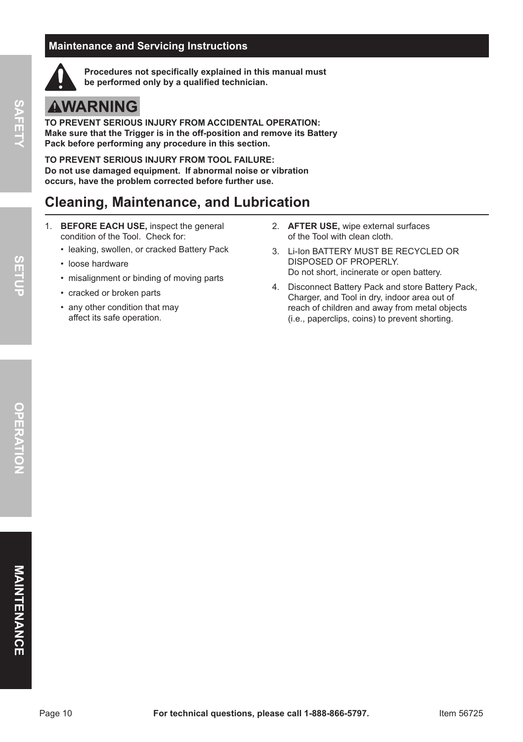## Maintenance and Servicing Instructions

**Procedures not specifically explained in this manual must be performed only by a qualified technician.**

**⚠WARNING**

**TO PREVENT SERIOUS INJURY FROM ACCIDENTAL OPERATION:**
**Make sure that the Trigger is in the off-position and remove its Battery Pack before performing any procedure in this section.**

**TO PREVENT SERIOUS INJURY FROM TOOL FAILURE:**
**Do not use damaged equipment. If abnormal noise or vibration occurs, have the problem corrected before further use.**

## Cleaning, Maintenance, and Lubrication

1. **BEFORE EACH USE,** inspect the general condition of the Tool. Check for:
   - leaking, swollen, or cracked Battery Pack
   - loose hardware
   - misalignment or binding of moving parts
   - cracked or broken parts
   - any other condition that may affect its safe operation.
2. **AFTER USE,** wipe external surfaces of the Tool with clean cloth.
3. Li-Ion BATTERY MUST BE RECYCLED OR DISPOSED OF PROPERLY.
   Do not short, incinerate or open battery.
4. Disconnect Battery Pack and store Battery Pack, Charger, and Tool in dry, indoor area out of reach of children and away from metal objects (i.e., paperclips, coins) to prevent shorting.

For technical questions, please call 1-888-866-5797.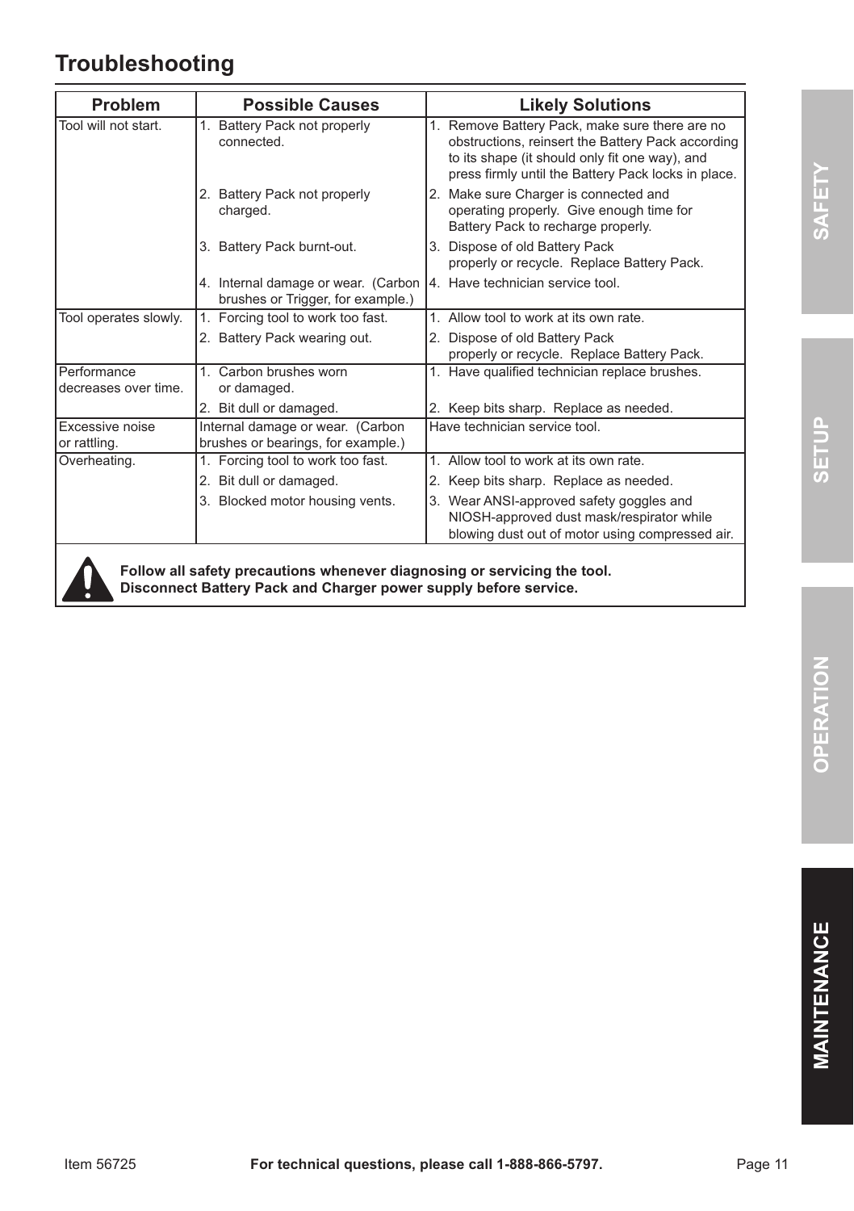# Troubleshooting

| Problem | Possible Causes | Likely Solutions |
|---|---|---|
| Tool will not start. | 1. Battery Pack not properly connected. | 1. Remove Battery Pack, make sure there are no obstructions, reinsert the Battery Pack according to its shape (it should only fit one way), and press firmly until the Battery Pack locks in place. |
| | 2. Battery Pack not properly charged. | 2. Make sure Charger is connected and operating properly. Give enough time for Battery Pack to recharge properly. |
| | 3. Battery Pack burnt-out. | 3. Dispose of old Battery Pack properly or recycle. Replace Battery Pack. |
| | 4. Internal damage or wear. (Carbon brushes or Trigger, for example.) | 4. Have technician service tool. |
| Tool operates slowly. | 1. Forcing tool to work too fast. | 1. Allow tool to work at its own rate. |
| | 2. Battery Pack wearing out. | 2. Dispose of old Battery Pack properly or recycle. Replace Battery Pack. |
| Performance decreases over time. | 1. Carbon brushes worn or damaged. | 1. Have qualified technician replace brushes. |
| | 2. Bit dull or damaged. | 2. Keep bits sharp. Replace as needed. |
| Excessive noise or rattling. | Internal damage or wear. (Carbon brushes or bearings, for example.) | Have technician service tool. |
| Overheating. | 1. Forcing tool to work too fast. | 1. Allow tool to work at its own rate. |
| | 2. Bit dull or damaged. | 2. Keep bits sharp. Replace as needed. |
| | 3. Blocked motor housing vents. | 3. Wear ANSI-approved safety goggles and NIOSH-approved dust mask/respirator while blowing dust out of motor using compressed air. |

**Follow all safety precautions whenever diagnosing or servicing the tool.**
**Disconnect Battery Pack and Charger power supply before service.**

Item 56725 **For technical questions, please call 1-888-866-5797.**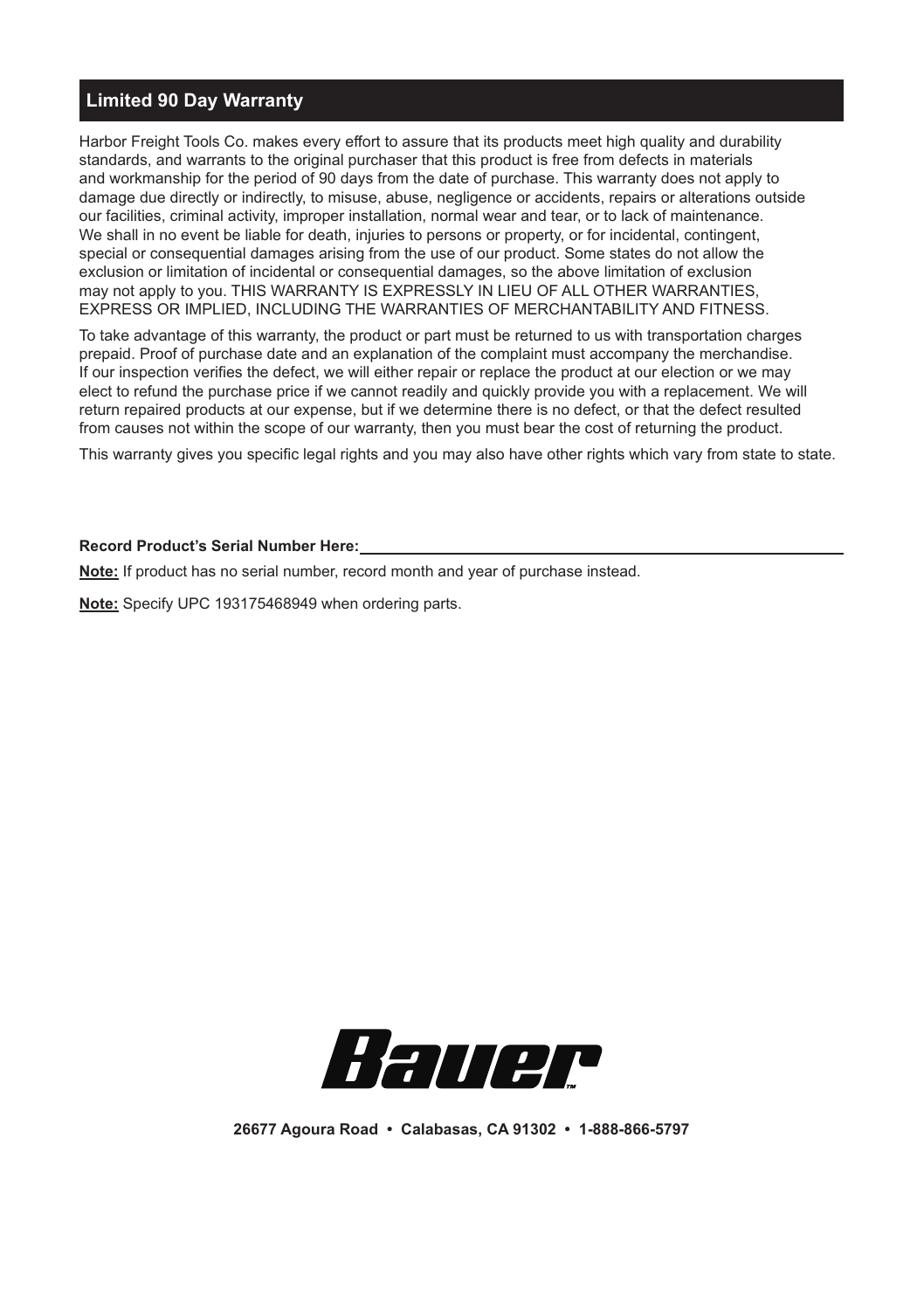## Limited 90 Day Warranty

Harbor Freight Tools Co. makes every effort to assure that its products meet high quality and durability standards, and warrants to the original purchaser that this product is free from defects in materials and workmanship for the period of 90 days from the date of purchase. This warranty does not apply to damage due directly or indirectly, to misuse, abuse, negligence or accidents, repairs or alterations outside our facilities, criminal activity, improper installation, normal wear and tear, or to lack of maintenance. We shall in no event be liable for death, injuries to persons or property, or for incidental, contingent, special or consequential damages arising from the use of our product. Some states do not allow the exclusion or limitation of incidental or consequential damages, so the above limitation of exclusion may not apply to you. THIS WARRANTY IS EXPRESSLY IN LIEU OF ALL OTHER WARRANTIES, EXPRESS OR IMPLIED, INCLUDING THE WARRANTIES OF MERCHANTABILITY AND FITNESS.

To take advantage of this warranty, the product or part must be returned to us with transportation charges prepaid. Proof of purchase date and an explanation of the complaint must accompany the merchandise. If our inspection verifies the defect, we will either repair or replace the product at our election or we may elect to refund the purchase price if we cannot readily and quickly provide you with a replacement. We will return repaired products at our expense, but if we determine there is no defect, or that the defect resulted from causes not within the scope of our warranty, then you must bear the cost of returning the product.

This warranty gives you specific legal rights and you may also have other rights which vary from state to state.

**Record Product's Serial Number Here:** ______________________________

**Note:** If product has no serial number, record month and year of purchase instead.

**Note:** Specify UPC 193175468949 when ordering parts.

Bauer™

**26677 Agoura Road • Calabasas, CA 91302 • 1-888-866-5797**